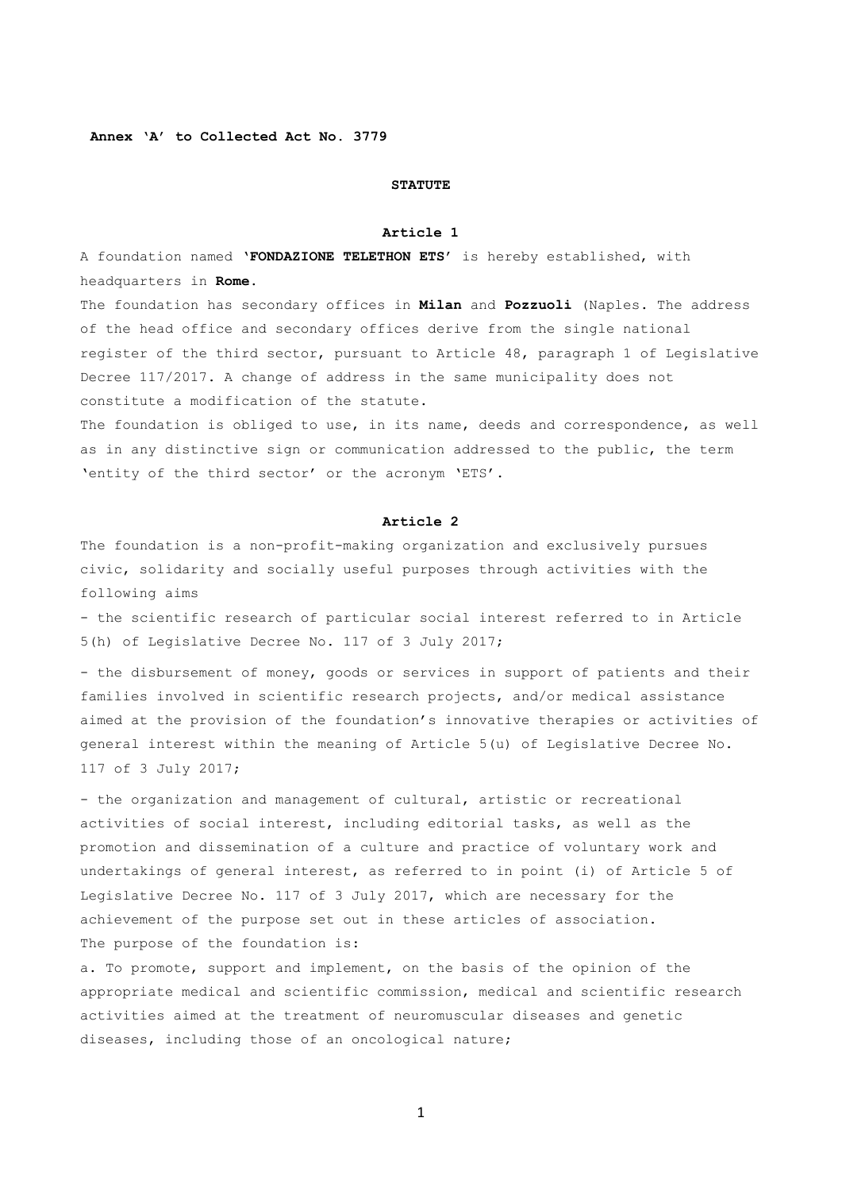**Annex 'A' to Collected Act No. 3779**

# STATUTE

## Article 1

A foundation named **'FONDAZIONE TELETHON ETS'** is hereby established, with headquarters in **Rome**.

The foundation has secondary offices in **Milan** and **Pozzuoli** (Naples. The address of the head office and secondary offices derive from the single national register of the third sector, pursuant to Article 48, paragraph 1 of Legislative Decree 117/2017. A change of address in the same municipality does not constitute a modification of the statute.

The foundation is obliged to use, in its name, deeds and correspondence, as well as in any distinctive sign or communication addressed to the public, the term 'entity of the third sector' or the acronym 'ETS'.

## Article 2

The foundation is a non-profit-making organization and exclusively pursues civic, solidarity and socially useful purposes through activities with the following aims

- the scientific research of particular social interest referred to in Article 5(h) of Legislative Decree No. 117 of 3 July 2017;

- the disbursement of money, goods or services in support of patients and their families involved in scientific research projects, and/or medical assistance aimed at the provision of the foundation's innovative therapies or activities of general interest within the meaning of Article 5(u) of Legislative Decree No. 117 of 3 July 2017;

- the organization and management of cultural, artistic or recreational activities of social interest, including editorial tasks, as well as the promotion and dissemination of a culture and practice of voluntary work and undertakings of general interest, as referred to in point (i) of Article 5 of Legislative Decree No. 117 of 3 July 2017, which are necessary for the achievement of the purpose set out in these articles of association.

The purpose of the foundation is:

a. To promote, support and implement, on the basis of the opinion of the appropriate medical and scientific commission, medical and scientific research activities aimed at the treatment of neuromuscular diseases and genetic diseases, including those of an oncological nature;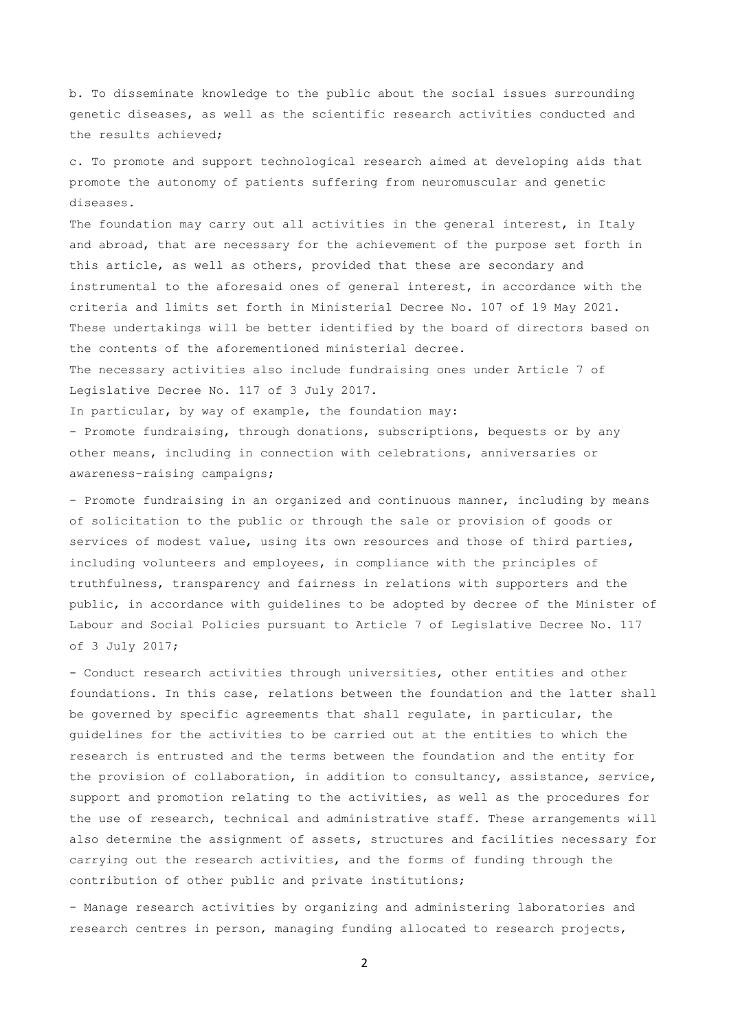b. To disseminate knowledge to the public about the social issues surrounding genetic diseases, as well as the scientific research activities conducted and the results achieved;

c. To promote and support technological research aimed at developing aids that promote the autonomy of patients suffering from neuromuscular and genetic diseases.

The foundation may carry out all activities in the general interest, in Italy and abroad, that are necessary for the achievement of the purpose set forth in this article, as well as others, provided that these are secondary and instrumental to the aforesaid ones of general interest, in accordance with the criteria and limits set forth in Ministerial Decree No. 107 of 19 May 2021. These undertakings will be better identified by the board of directors based on the contents of the aforementioned ministerial decree.

The necessary activities also include fundraising ones under Article 7 of Legislative Decree No. 117 of 3 July 2017.

In particular, by way of example, the foundation may:

- Promote fundraising, through donations, subscriptions, bequests or by any other means, including in connection with celebrations, anniversaries or awareness-raising campaigns;

- Promote fundraising in an organized and continuous manner, including by means of solicitation to the public or through the sale or provision of goods or services of modest value, using its own resources and those of third parties, including volunteers and employees, in compliance with the principles of truthfulness, transparency and fairness in relations with supporters and the public, in accordance with guidelines to be adopted by decree of the Minister of Labour and Social Policies pursuant to Article 7 of Legislative Decree No. 117 of 3 July 2017;

- Conduct research activities through universities, other entities and other foundations. In this case, relations between the foundation and the latter shall be governed by specific agreements that shall regulate, in particular, the guidelines for the activities to be carried out at the entities to which the research is entrusted and the terms between the foundation and the entity for the provision of collaboration, in addition to consultancy, assistance, service, support and promotion relating to the activities, as well as the procedures for the use of research, technical and administrative staff. These arrangements will also determine the assignment of assets, structures and facilities necessary for carrying out the research activities, and the forms of funding through the contribution of other public and private institutions;

- Manage research activities by organizing and administering laboratories and research centres in person, managing funding allocated to research projects,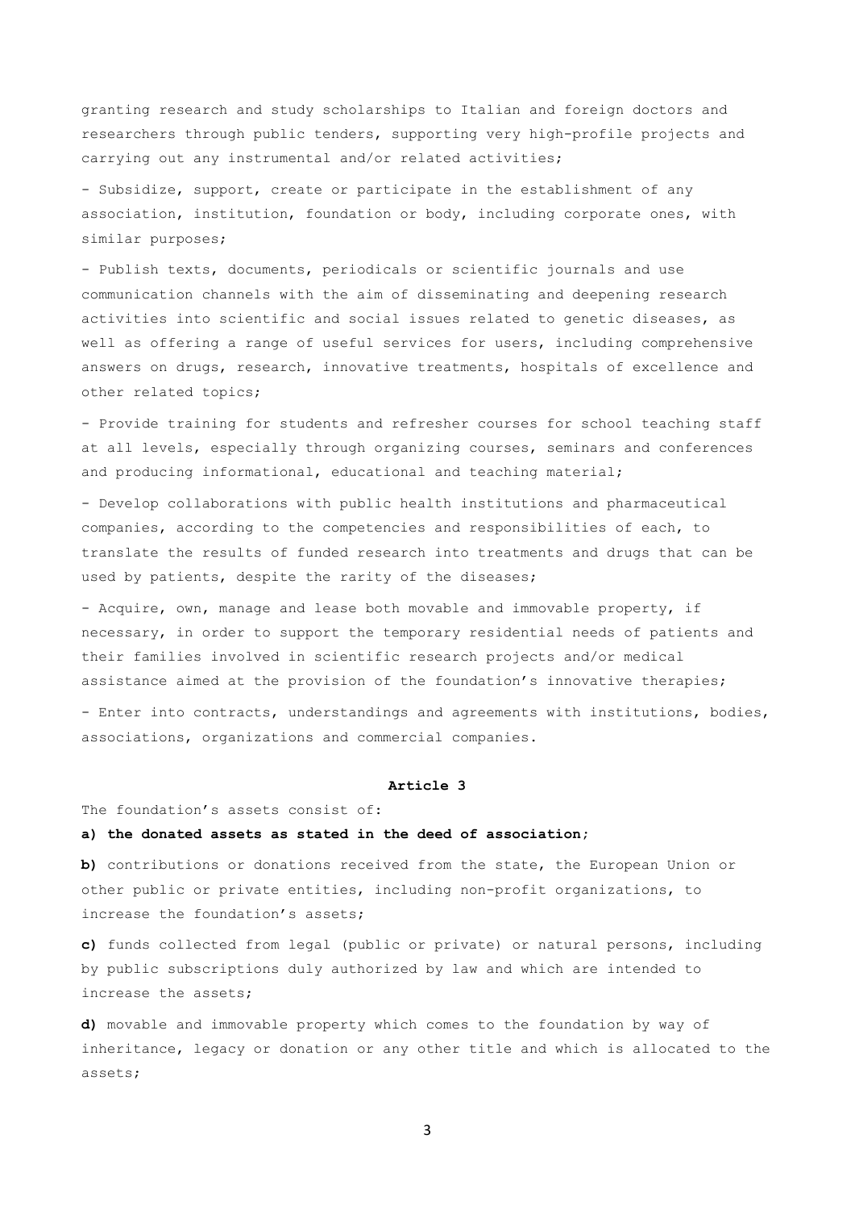granting research and study scholarships to Italian and foreign doctors and researchers through public tenders, supporting very high-profile projects and carrying out any instrumental and/or related activities;

- Subsidize, support, create or participate in the establishment of any association, institution, foundation or body, including corporate ones, with similar purposes;

- Publish texts, documents, periodicals or scientific journals and use communication channels with the aim of disseminating and deepening research activities into scientific and social issues related to genetic diseases, as well as offering a range of useful services for users, including comprehensive answers on drugs, research, innovative treatments, hospitals of excellence and other related topics;

- Provide training for students and refresher courses for school teaching staff at all levels, especially through organizing courses, seminars and conferences and producing informational, educational and teaching material;

- Develop collaborations with public health institutions and pharmaceutical companies, according to the competencies and responsibilities of each, to translate the results of funded research into treatments and drugs that can be used by patients, despite the rarity of the diseases;

- Acquire, own, manage and lease both movable and immovable property, if necessary, in order to support the temporary residential needs of patients and their families involved in scientific research projects and/or medical assistance aimed at the provision of the foundation's innovative therapies;

- Enter into contracts, understandings and agreements with institutions, bodies, associations, organizations and commercial companies.

**Article 3**

The foundation's assets consist of:

**a) the donated assets as stated in the deed of association;**

**b)** contributions or donations received from the state, the European Union or other public or private entities, including non-profit organizations, to increase the foundation's assets;

**c)** funds collected from legal (public or private) or natural persons, including by public subscriptions duly authorized by law and which are intended to increase the assets;

**d)** movable and immovable property which comes to the foundation by way of inheritance, legacy or donation or any other title and which is allocated to the assets;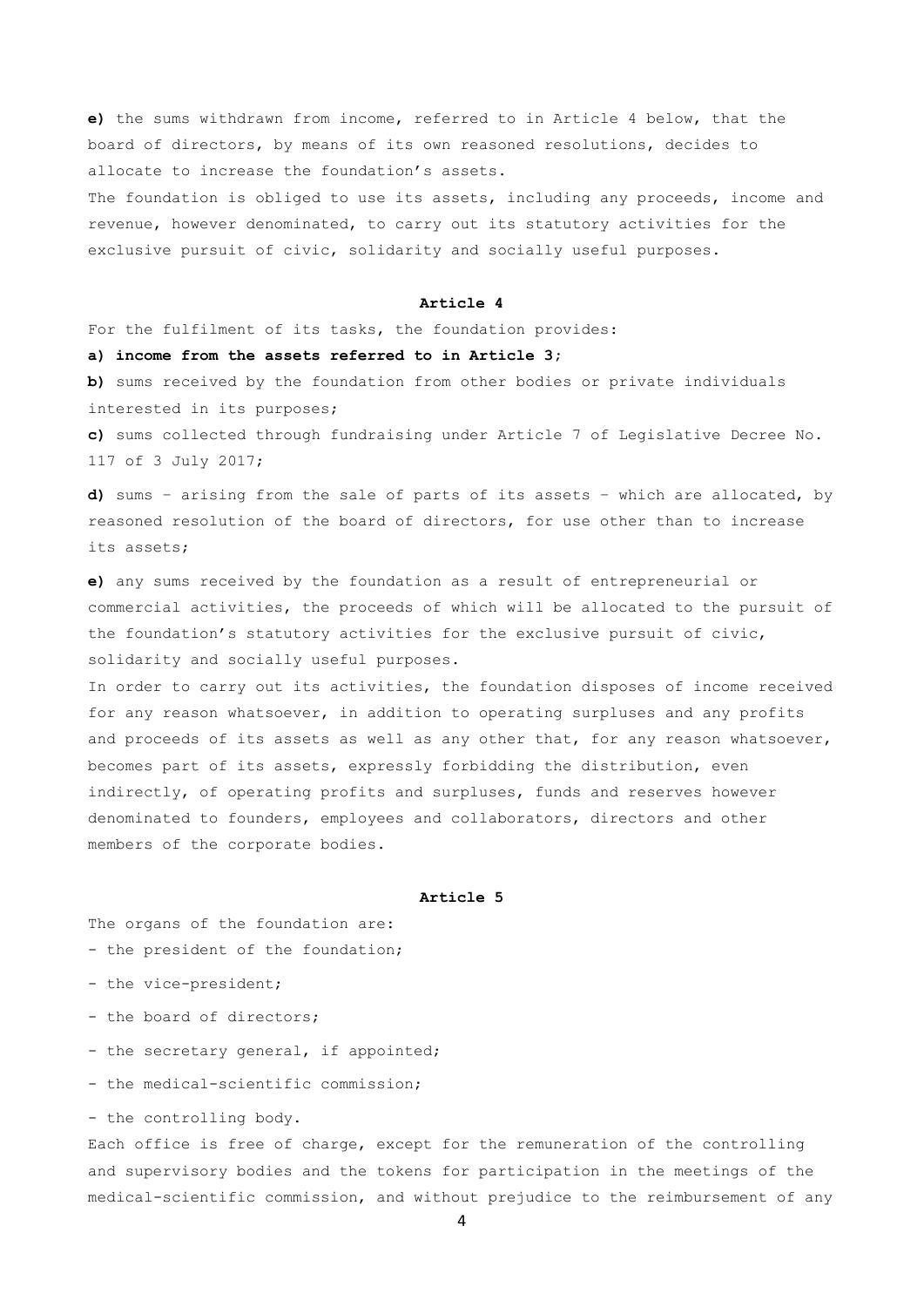**e)** the sums withdrawn from income, referred to in Article 4 below, that the board of directors, by means of its own reasoned resolutions, decides to allocate to increase the foundation's assets.

The foundation is obliged to use its assets, including any proceeds, income and revenue, however denominated, to carry out its statutory activities for the exclusive pursuit of civic, solidarity and socially useful purposes.

#### Article 4

For the fulfilment of its tasks, the foundation provides:

**a) income from the assets referred to in Article 3;**

**b)** sums received by the foundation from other bodies or private individuals interested in its purposes;

**c)** sums collected through fundraising under Article 7 of Legislative Decree No. 117 of 3 July 2017;

**d)** sums – arising from the sale of parts of its assets – which are allocated, by reasoned resolution of the board of directors, for use other than to increase its assets;

**e)** any sums received by the foundation as a result of entrepreneurial or commercial activities, the proceeds of which will be allocated to the pursuit of the foundation's statutory activities for the exclusive pursuit of civic, solidarity and socially useful purposes.

In order to carry out its activities, the foundation disposes of income received for any reason whatsoever, in addition to operating surpluses and any profits and proceeds of its assets as well as any other that, for any reason whatsoever, becomes part of its assets, expressly forbidding the distribution, even indirectly, of operating profits and surpluses, funds and reserves however denominated to founders, employees and collaborators, directors and other members of the corporate bodies.

#### Article 5

The organs of the foundation are:

- the president of the foundation;
- the vice-president;
- the board of directors;
- the secretary general, if appointed;
- the medical-scientific commission;
- the controlling body.

Each office is free of charge, except for the remuneration of the controlling and supervisory bodies and the tokens for participation in the meetings of the medical-scientific commission, and without prejudice to the reimbursement of any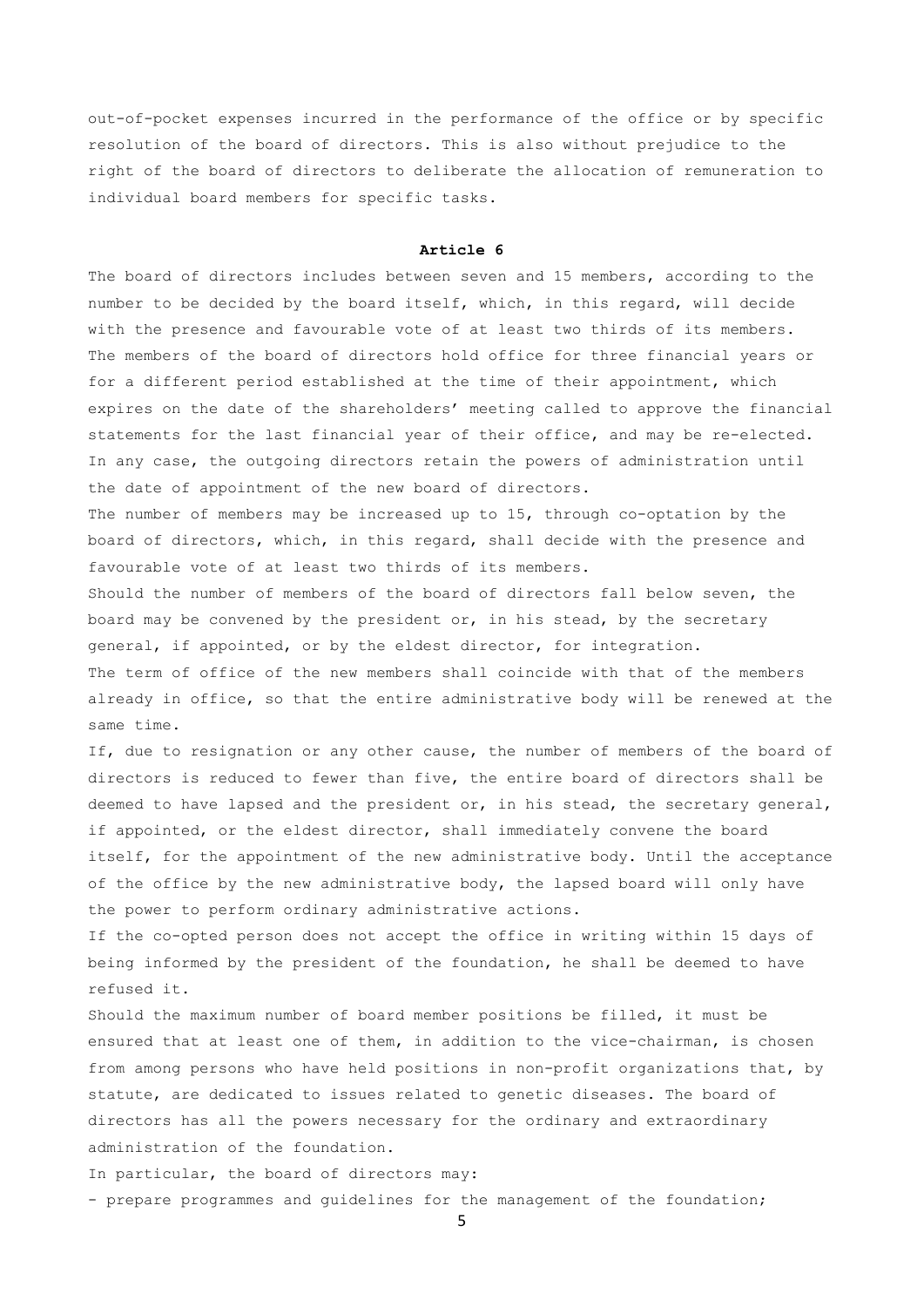out-of-pocket expenses incurred in the performance of the office or by specific resolution of the board of directors. This is also without prejudice to the right of the board of directors to deliberate the allocation of remuneration to individual board members for specific tasks.

**Article 6**

The board of directors includes between seven and 15 members, according to the number to be decided by the board itself, which, in this regard, will decide with the presence and favourable vote of at least two thirds of its members. The members of the board of directors hold office for three financial years or for a different period established at the time of their appointment, which expires on the date of the shareholders' meeting called to approve the financial statements for the last financial year of their office, and may be re-elected. In any case, the outgoing directors retain the powers of administration until the date of appointment of the new board of directors.

The number of members may be increased up to 15, through co-optation by the board of directors, which, in this regard, shall decide with the presence and favourable vote of at least two thirds of its members.

Should the number of members of the board of directors fall below seven, the board may be convened by the president or, in his stead, by the secretary general, if appointed, or by the eldest director, for integration.

The term of office of the new members shall coincide with that of the members already in office, so that the entire administrative body will be renewed at the same time.

If, due to resignation or any other cause, the number of members of the board of directors is reduced to fewer than five, the entire board of directors shall be deemed to have lapsed and the president or, in his stead, the secretary general, if appointed, or the eldest director, shall immediately convene the board itself, for the appointment of the new administrative body. Until the acceptance of the office by the new administrative body, the lapsed board will only have the power to perform ordinary administrative actions.

If the co-opted person does not accept the office in writing within 15 days of being informed by the president of the foundation, he shall be deemed to have refused it.

Should the maximum number of board member positions be filled, it must be ensured that at least one of them, in addition to the vice-chairman, is chosen from among persons who have held positions in non-profit organizations that, by statute, are dedicated to issues related to genetic diseases. The board of directors has all the powers necessary for the ordinary and extraordinary administration of the foundation.

In particular, the board of directors may:

- prepare programmes and guidelines for the management of the foundation;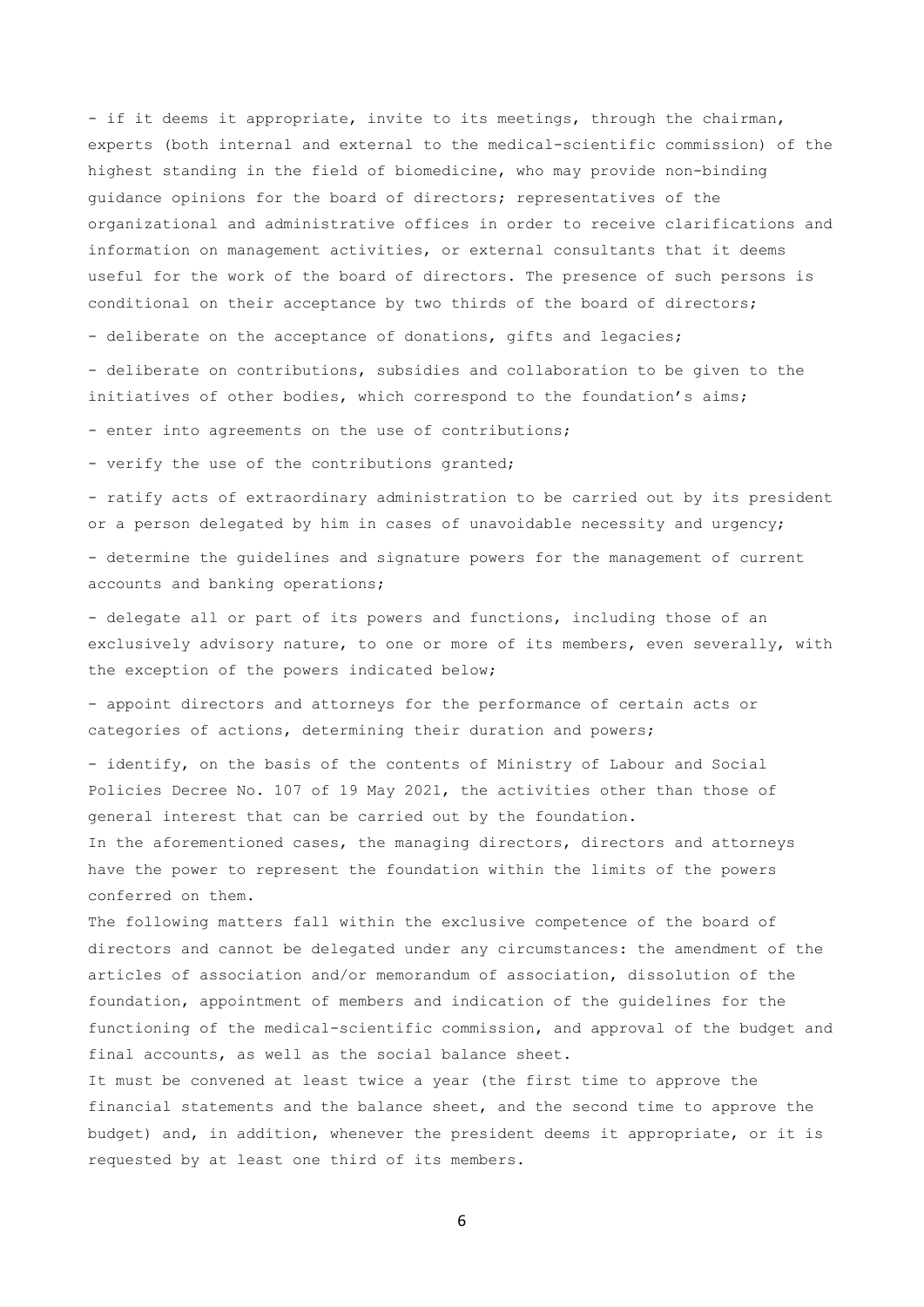- if it deems it appropriate, invite to its meetings, through the chairman, experts (both internal and external to the medical-scientific commission) of the highest standing in the field of biomedicine, who may provide non-binding guidance opinions for the board of directors; representatives of the organizational and administrative offices in order to receive clarifications and information on management activities, or external consultants that it deems useful for the work of the board of directors. The presence of such persons is conditional on their acceptance by two thirds of the board of directors;

- deliberate on the acceptance of donations, gifts and legacies;

- deliberate on contributions, subsidies and collaboration to be given to the initiatives of other bodies, which correspond to the foundation's aims;

- enter into agreements on the use of contributions;

- verify the use of the contributions granted;

- ratify acts of extraordinary administration to be carried out by its president or a person delegated by him in cases of unavoidable necessity and urgency;

- determine the guidelines and signature powers for the management of current accounts and banking operations;

- delegate all or part of its powers and functions, including those of an exclusively advisory nature, to one or more of its members, even severally, with the exception of the powers indicated below;

- appoint directors and attorneys for the performance of certain acts or categories of actions, determining their duration and powers;

- identify, on the basis of the contents of Ministry of Labour and Social Policies Decree No. 107 of 19 May 2021, the activities other than those of general interest that can be carried out by the foundation.

In the aforementioned cases, the managing directors, directors and attorneys have the power to represent the foundation within the limits of the powers conferred on them.

The following matters fall within the exclusive competence of the board of directors and cannot be delegated under any circumstances: the amendment of the articles of association and/or memorandum of association, dissolution of the foundation, appointment of members and indication of the guidelines for the functioning of the medical-scientific commission, and approval of the budget and final accounts, as well as the social balance sheet.

It must be convened at least twice a year (the first time to approve the financial statements and the balance sheet, and the second time to approve the budget) and, in addition, whenever the president deems it appropriate, or it is requested by at least one third of its members.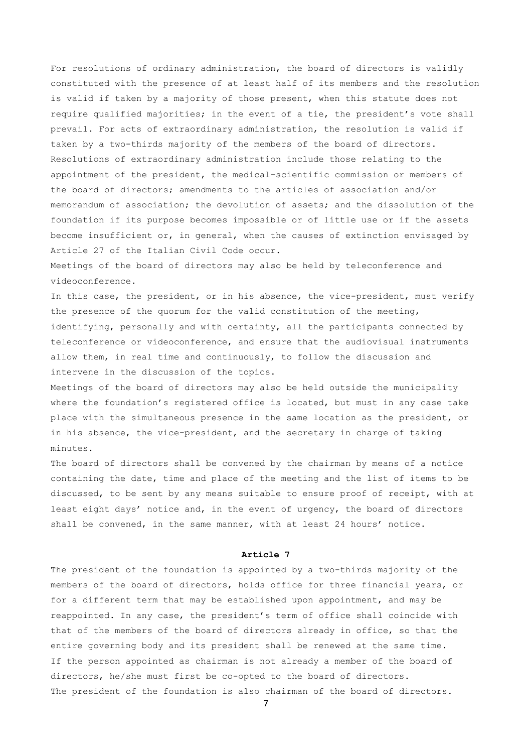For resolutions of ordinary administration, the board of directors is validly constituted with the presence of at least half of its members and the resolution is valid if taken by a majority of those present, when this statute does not require qualified majorities; in the event of a tie, the president's vote shall prevail. For acts of extraordinary administration, the resolution is valid if taken by a two-thirds majority of the members of the board of directors. Resolutions of extraordinary administration include those relating to the appointment of the president, the medical-scientific commission or members of the board of directors; amendments to the articles of association and/or memorandum of association; the devolution of assets; and the dissolution of the foundation if its purpose becomes impossible or of little use or if the assets become insufficient or, in general, when the causes of extinction envisaged by Article 27 of the Italian Civil Code occur.

Meetings of the board of directors may also be held by teleconference and videoconference.

In this case, the president, or in his absence, the vice-president, must verify the presence of the quorum for the valid constitution of the meeting, identifying, personally and with certainty, all the participants connected by teleconference or videoconference, and ensure that the audiovisual instruments allow them, in real time and continuously, to follow the discussion and intervene in the discussion of the topics.

Meetings of the board of directors may also be held outside the municipality where the foundation's registered office is located, but must in any case take place with the simultaneous presence in the same location as the president, or in his absence, the vice-president, and the secretary in charge of taking minutes.

The board of directors shall be convened by the chairman by means of a notice containing the date, time and place of the meeting and the list of items to be discussed, to be sent by any means suitable to ensure proof of receipt, with at least eight days' notice and, in the event of urgency, the board of directors shall be convened, in the same manner, with at least 24 hours' notice.

## Article 7

The president of the foundation is appointed by a two-thirds majority of the members of the board of directors, holds office for three financial years, or for a different term that may be established upon appointment, and may be reappointed. In any case, the president's term of office shall coincide with that of the members of the board of directors already in office, so that the entire governing body and its president shall be renewed at the same time.

If the person appointed as chairman is not already a member of the board of directors, he/she must first be co-opted to the board of directors.

The president of the foundation is also chairman of the board of directors.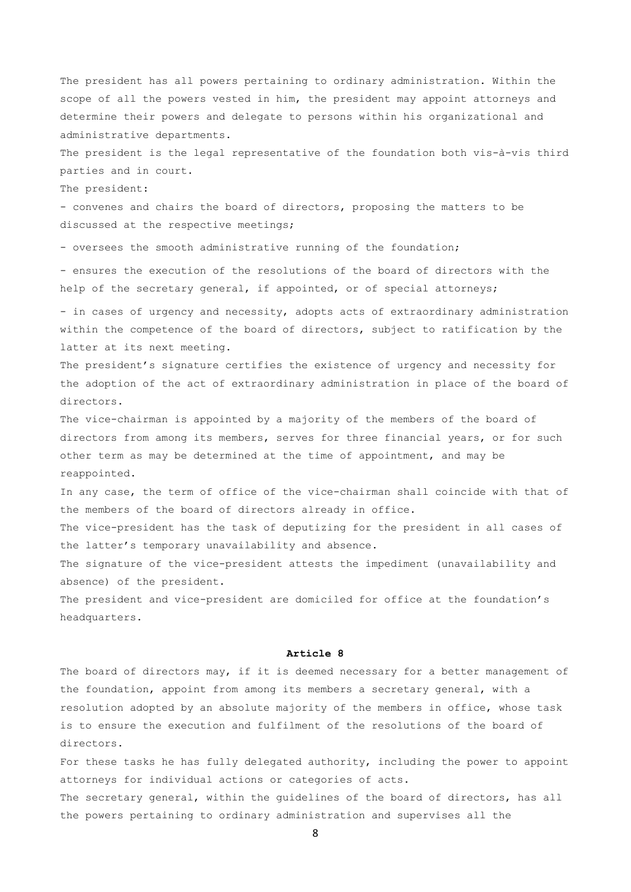The president has all powers pertaining to ordinary administration. Within the scope of all the powers vested in him, the president may appoint attorneys and determine their powers and delegate to persons within his organizational and administrative departments.

The president is the legal representative of the foundation both vis-à-vis third parties and in court.

The president:

- convenes and chairs the board of directors, proposing the matters to be discussed at the respective meetings;
- oversees the smooth administrative running of the foundation;
- ensures the execution of the resolutions of the board of directors with the help of the secretary general, if appointed, or of special attorneys;
- in cases of urgency and necessity, adopts acts of extraordinary administration within the competence of the board of directors, subject to ratification by the latter at its next meeting.

The president's signature certifies the existence of urgency and necessity for the adoption of the act of extraordinary administration in place of the board of directors.

The vice-chairman is appointed by a majority of the members of the board of directors from among its members, serves for three financial years, or for such other term as may be determined at the time of appointment, and may be reappointed.

In any case, the term of office of the vice-chairman shall coincide with that of the members of the board of directors already in office.

The vice-president has the task of deputizing for the president in all cases of the latter's temporary unavailability and absence.

The signature of the vice-president attests the impediment (unavailability and absence) of the president.

The president and vice-president are domiciled for office at the foundation's headquarters.

### Article 8

The board of directors may, if it is deemed necessary for a better management of the foundation, appoint from among its members a secretary general, with a resolution adopted by an absolute majority of the members in office, whose task is to ensure the execution and fulfilment of the resolutions of the board of directors.

For these tasks he has fully delegated authority, including the power to appoint attorneys for individual actions or categories of acts.

The secretary general, within the guidelines of the board of directors, has all the powers pertaining to ordinary administration and supervises all the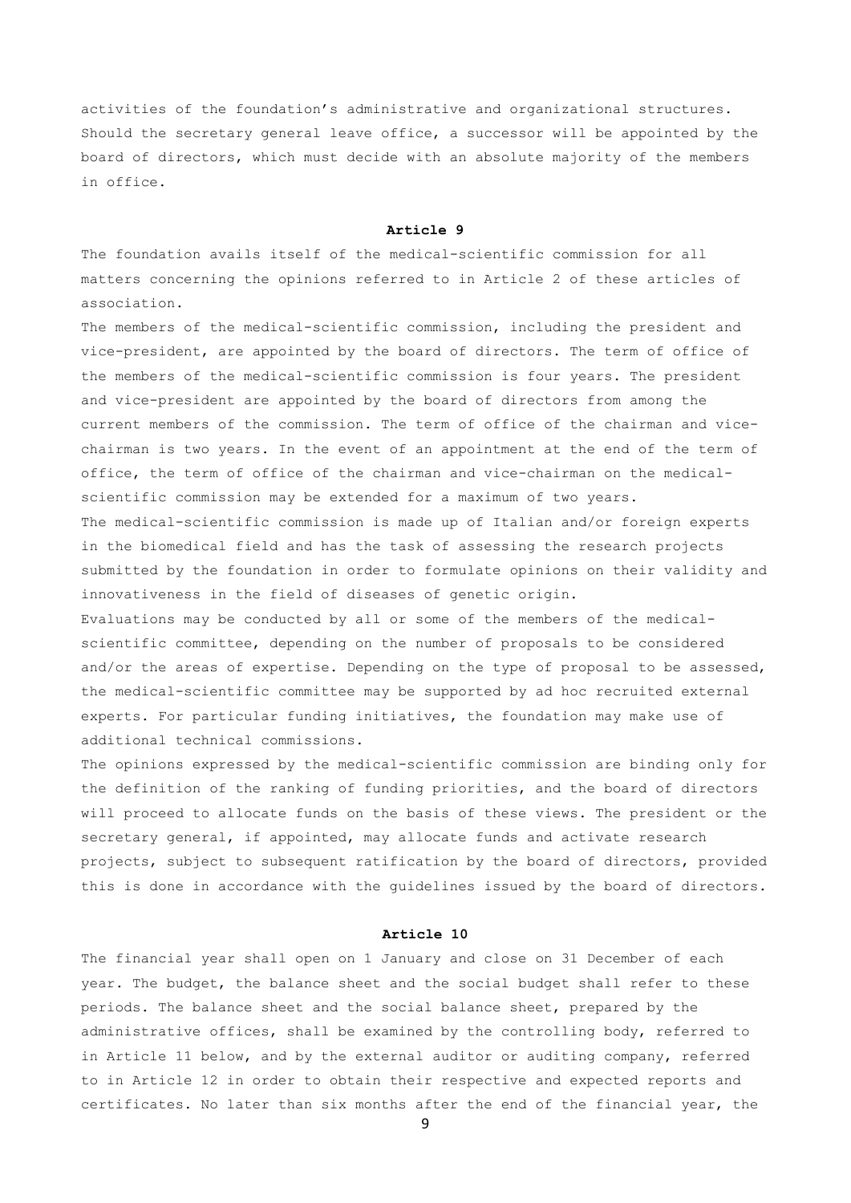activities of the foundation's administrative and organizational structures. Should the secretary general leave office, a successor will be appointed by the board of directors, which must decide with an absolute majority of the members in office.

**Article 9**

The foundation avails itself of the medical-scientific commission for all matters concerning the opinions referred to in Article 2 of these articles of association.

The members of the medical-scientific commission, including the president and vice-president, are appointed by the board of directors. The term of office of the members of the medical-scientific commission is four years. The president and vice-president are appointed by the board of directors from among the current members of the commission. The term of office of the chairman and vice-chairman is two years. In the event of an appointment at the end of the term of office, the term of office of the chairman and vice-chairman on the medical-scientific commission may be extended for a maximum of two years.

The medical-scientific commission is made up of Italian and/or foreign experts in the biomedical field and has the task of assessing the research projects submitted by the foundation in order to formulate opinions on their validity and innovativeness in the field of diseases of genetic origin.

Evaluations may be conducted by all or some of the members of the medical-scientific committee, depending on the number of proposals to be considered and/or the areas of expertise. Depending on the type of proposal to be assessed, the medical-scientific committee may be supported by ad hoc recruited external experts. For particular funding initiatives, the foundation may make use of additional technical commissions.

The opinions expressed by the medical-scientific commission are binding only for the definition of the ranking of funding priorities, and the board of directors will proceed to allocate funds on the basis of these views. The president or the secretary general, if appointed, may allocate funds and activate research projects, subject to subsequent ratification by the board of directors, provided this is done in accordance with the guidelines issued by the board of directors.

**Article 10**

The financial year shall open on 1 January and close on 31 December of each year. The budget, the balance sheet and the social budget shall refer to these periods. The balance sheet and the social balance sheet, prepared by the administrative offices, shall be examined by the controlling body, referred to in Article 11 below, and by the external auditor or auditing company, referred to in Article 12 in order to obtain their respective and expected reports and certificates. No later than six months after the end of the financial year, the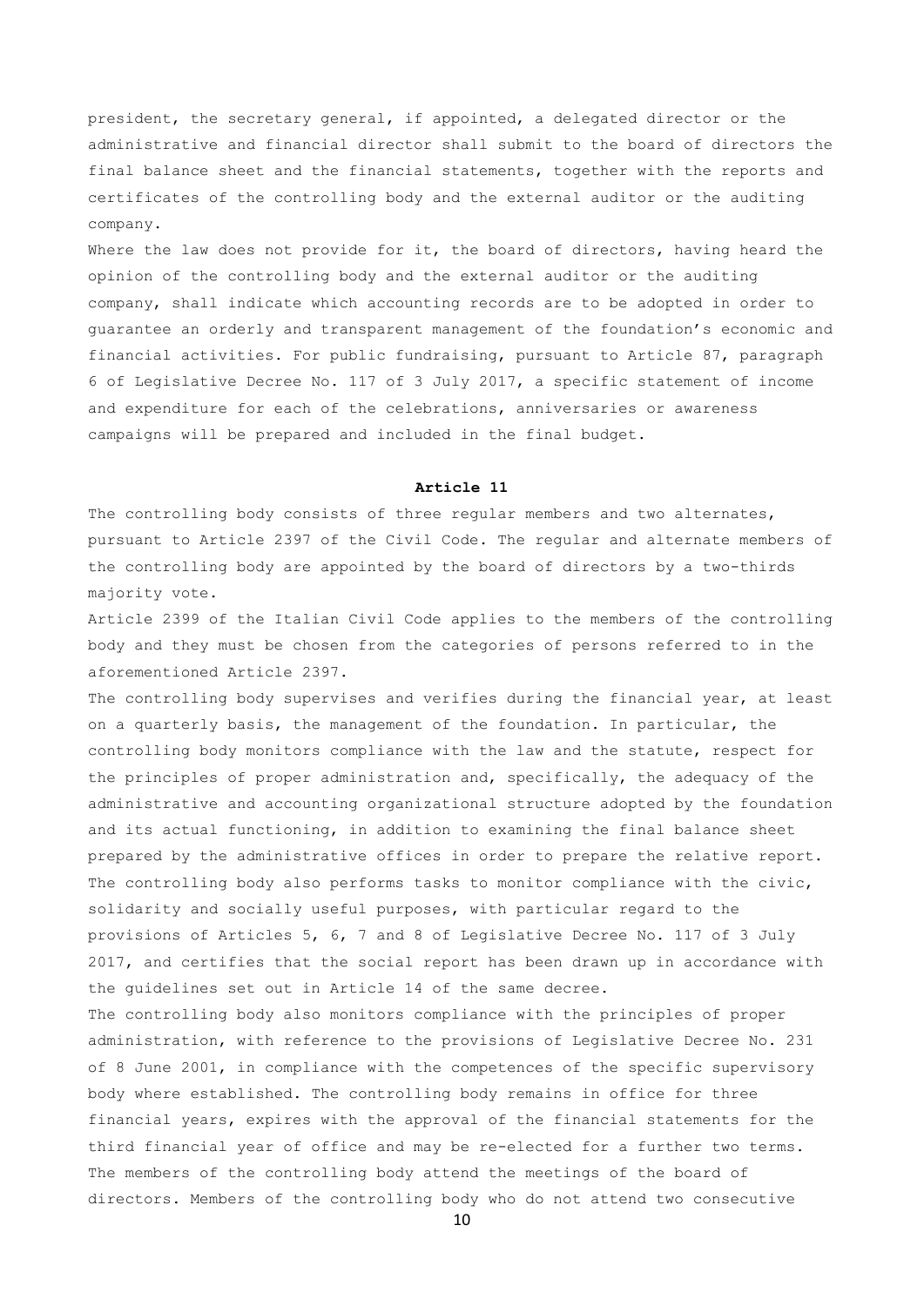president, the secretary general, if appointed, a delegated director or the administrative and financial director shall submit to the board of directors the final balance sheet and the financial statements, together with the reports and certificates of the controlling body and the external auditor or the auditing company.

Where the law does not provide for it, the board of directors, having heard the opinion of the controlling body and the external auditor or the auditing company, shall indicate which accounting records are to be adopted in order to guarantee an orderly and transparent management of the foundation's economic and financial activities. For public fundraising, pursuant to Article 87, paragraph 6 of Legislative Decree No. 117 of 3 July 2017, a specific statement of income and expenditure for each of the celebrations, anniversaries or awareness campaigns will be prepared and included in the final budget.

## Article 11

The controlling body consists of three regular members and two alternates, pursuant to Article 2397 of the Civil Code. The regular and alternate members of the controlling body are appointed by the board of directors by a two-thirds majority vote.

Article 2399 of the Italian Civil Code applies to the members of the controlling body and they must be chosen from the categories of persons referred to in the aforementioned Article 2397.

The controlling body supervises and verifies during the financial year, at least on a quarterly basis, the management of the foundation. In particular, the controlling body monitors compliance with the law and the statute, respect for the principles of proper administration and, specifically, the adequacy of the administrative and accounting organizational structure adopted by the foundation and its actual functioning, in addition to examining the final balance sheet prepared by the administrative offices in order to prepare the relative report. The controlling body also performs tasks to monitor compliance with the civic, solidarity and socially useful purposes, with particular regard to the provisions of Articles 5, 6, 7 and 8 of Legislative Decree No. 117 of 3 July 2017, and certifies that the social report has been drawn up in accordance with the guidelines set out in Article 14 of the same decree.

The controlling body also monitors compliance with the principles of proper administration, with reference to the provisions of Legislative Decree No. 231 of 8 June 2001, in compliance with the competences of the specific supervisory body where established. The controlling body remains in office for three financial years, expires with the approval of the financial statements for the third financial year of office and may be re-elected for a further two terms. The members of the controlling body attend the meetings of the board of directors. Members of the controlling body who do not attend two consecutive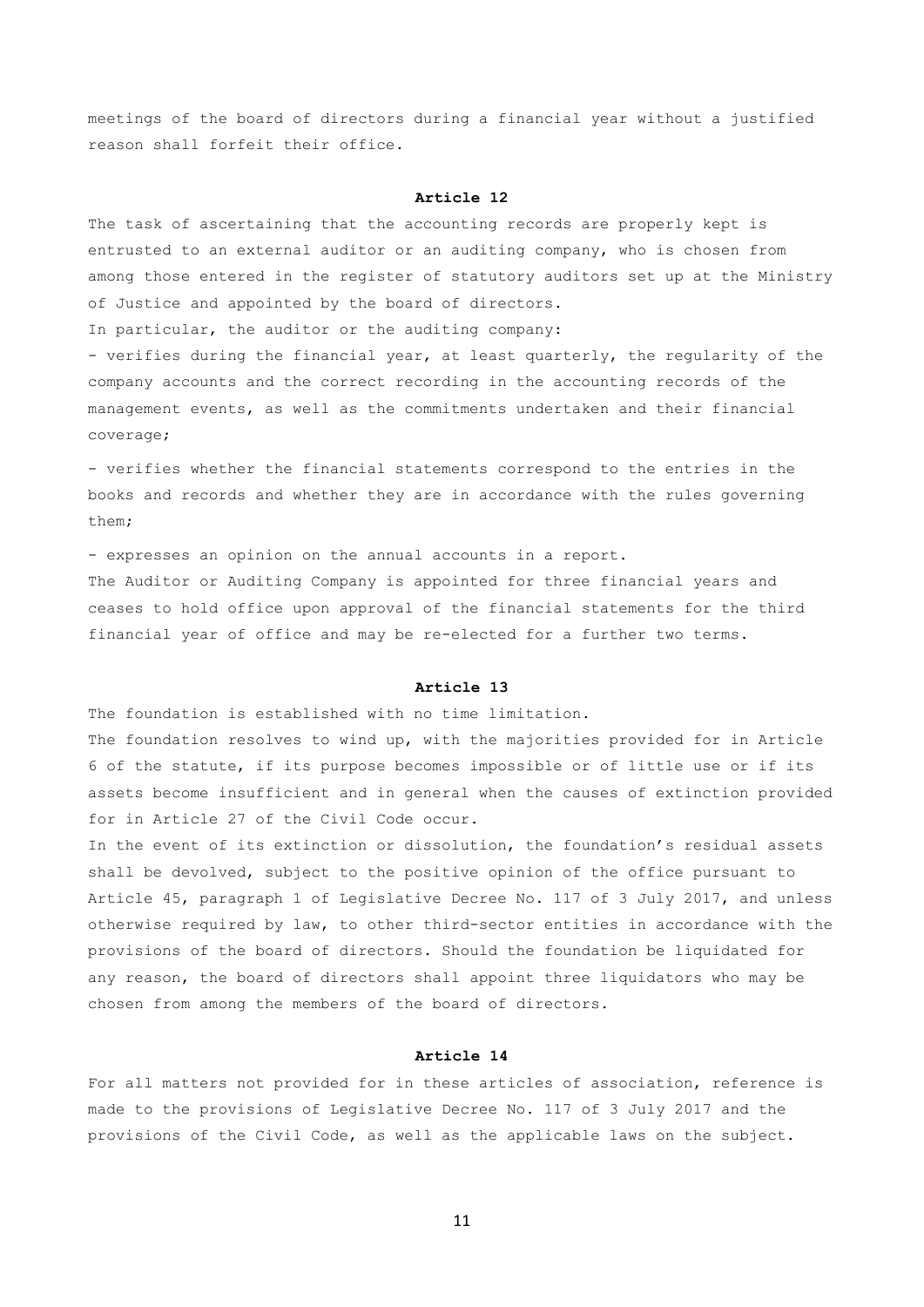meetings of the board of directors during a financial year without a justified reason shall forfeit their office.

### Article 12

The task of ascertaining that the accounting records are properly kept is entrusted to an external auditor or an auditing company, who is chosen from among those entered in the register of statutory auditors set up at the Ministry of Justice and appointed by the board of directors.

In particular, the auditor or the auditing company:

- verifies during the financial year, at least quarterly, the regularity of the company accounts and the correct recording in the accounting records of the management events, as well as the commitments undertaken and their financial coverage;

- verifies whether the financial statements correspond to the entries in the books and records and whether they are in accordance with the rules governing them;

- expresses an opinion on the annual accounts in a report.

The Auditor or Auditing Company is appointed for three financial years and ceases to hold office upon approval of the financial statements for the third financial year of office and may be re-elected for a further two terms.

### Article 13

The foundation is established with no time limitation.

The foundation resolves to wind up, with the majorities provided for in Article 6 of the statute, if its purpose becomes impossible or of little use or if its assets become insufficient and in general when the causes of extinction provided for in Article 27 of the Civil Code occur.

In the event of its extinction or dissolution, the foundation's residual assets shall be devolved, subject to the positive opinion of the office pursuant to Article 45, paragraph 1 of Legislative Decree No. 117 of 3 July 2017, and unless otherwise required by law, to other third-sector entities in accordance with the provisions of the board of directors. Should the foundation be liquidated for any reason, the board of directors shall appoint three liquidators who may be chosen from among the members of the board of directors.

### Article 14

For all matters not provided for in these articles of association, reference is made to the provisions of Legislative Decree No. 117 of 3 July 2017 and the provisions of the Civil Code, as well as the applicable laws on the subject.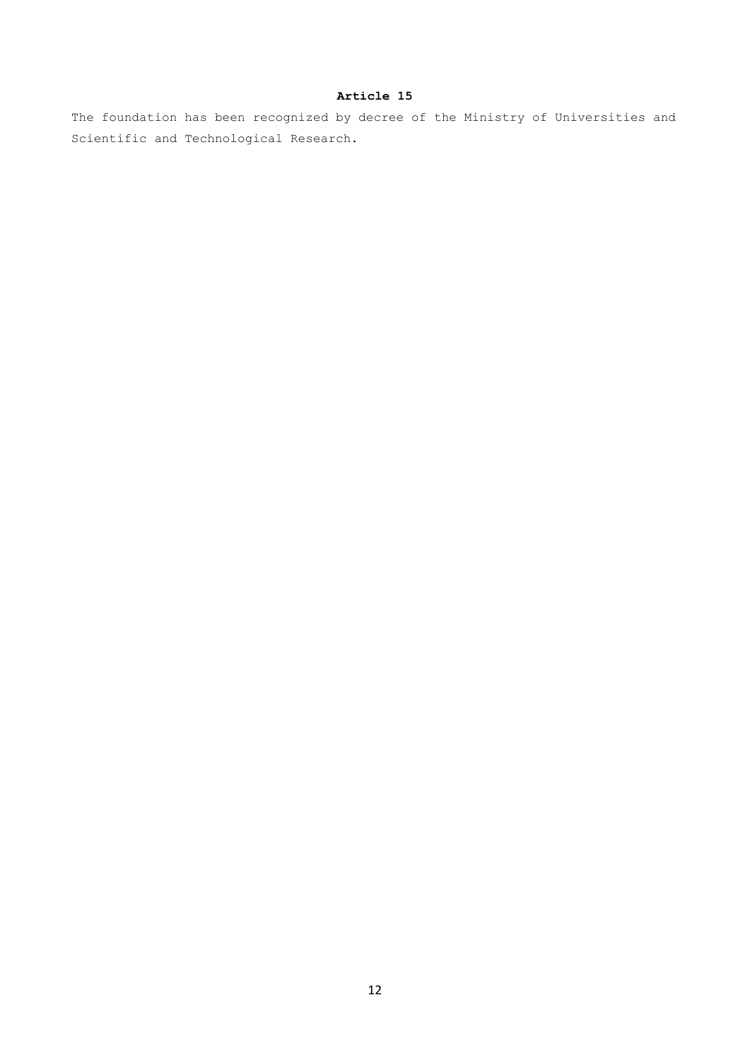**Article 15**

The foundation has been recognized by decree of the Ministry of Universities and Scientific and Technological Research.